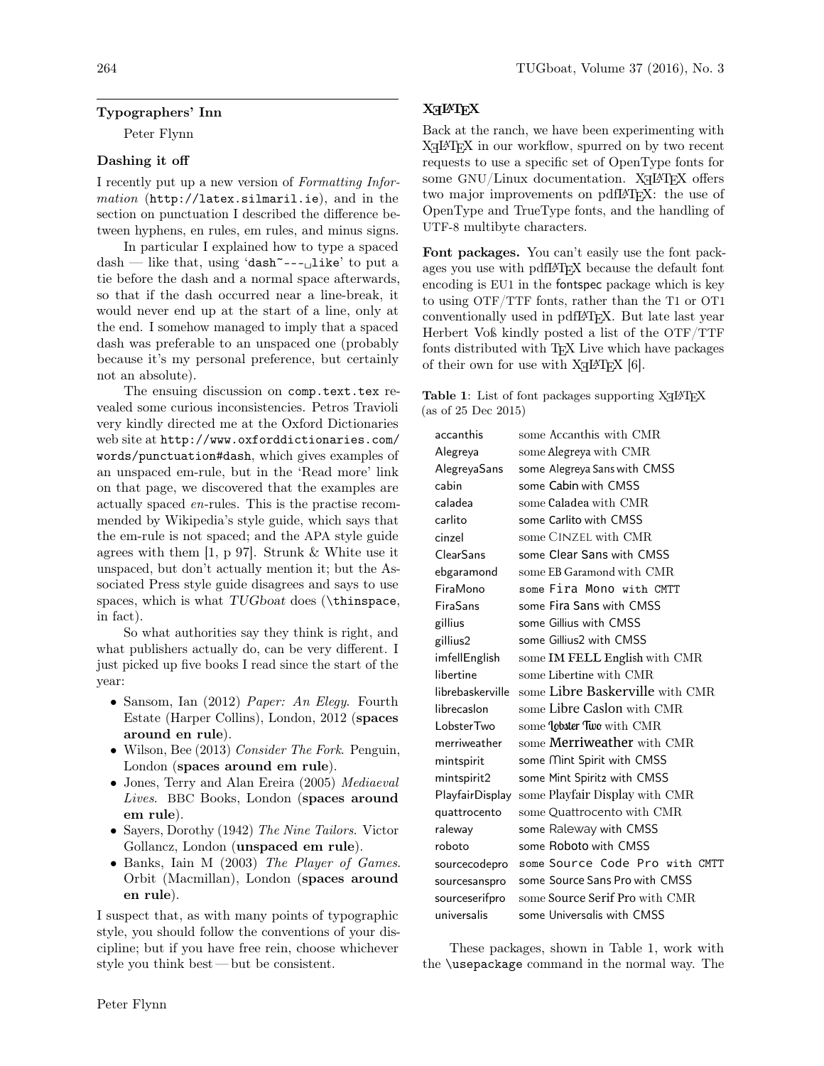## Typographers' Inn

Peter Flynn

### Dashing it off

I recently put up a new version of *Formatting Information* (`http://latex.silmaril.ie`), and in the section on punctuation I described the difference between hyphens, en rules, em rules, and minus signs.

In particular I explained how to type a spaced dash — like that, using '`dash~---␣like`' to put a tie before the dash and a normal space afterwards, so that if the dash occurred near a line-break, it would never end up at the start of a line, only at the end. I somehow managed to imply that a spaced dash was preferable to an unspaced one (probably because it's my personal preference, but certainly not an absolute).

The ensuing discussion on `comp.text.tex` revealed some curious inconsistencies. Petros Travioli very kindly directed me at the Oxford Dictionaries web site at `http://www.oxforddictionaries.com/words/punctuation#dash`, which gives examples of an unspaced em-rule, but in the 'Read more' link on that page, we discovered that the examples are actually spaced *en*-rules. This is the practise recommended by Wikipedia's style guide, which says that the em-rule is not spaced; and the APA style guide agrees with them [1, p 97]. Strunk & White use it unspaced, but don't actually mention it; but the Associated Press style guide disagrees and says to use spaces, which is what *TUGboat* does (`\thinspace`, in fact).

So what authorities say they think is right, and what publishers actually do, can be very different. I just picked up five books I read since the start of the year:

- Sansom, Ian (2012) *Paper: An Elegy*. Fourth Estate (Harper Collins), London, 2012 (**spaces around en rule**).
- Wilson, Bee (2013) *Consider The Fork*. Penguin, London (**spaces around em rule**).
- Jones, Terry and Alan Ereira (2005) *Mediaeval Lives*. BBC Books, London (**spaces around em rule**).
- Sayers, Dorothy (1942) *The Nine Tailors*. Victor Gollancz, London (**unspaced em rule**).
- Banks, Iain M (2003) *The Player of Games*. Orbit (Macmillan), London (**spaces around en rule**).

I suspect that, as with many points of typographic style, you should follow the conventions of your discipline; but if you have free rein, choose whichever style you think best — but be consistent.

### XƎLaTeX

Back at the ranch, we have been experimenting with XƎLaTeX in our workflow, spurred on by two recent requests to use a specific set of OpenType fonts for some GNU/Linux documentation. XƎLaTeX offers two major improvements on pdfLaTeX: the use of OpenType and TrueType fonts, and the handling of UTF-8 multibyte characters.

**Font packages.** You can't easily use the font packages you use with pdfLaTeX because the default font encoding is EU1 in the fontspec package which is key to using OTF/TTF fonts, rather than the T1 or OT1 conventionally used in pdfLaTeX. But late last year Herbert Voß kindly posted a list of the OTF/TTF fonts distributed with TeX Live which have packages of their own for use with XƎLaTeX [6].

**Table 1**: List of font packages supporting XƎLaTeX (as of 25 Dec 2015)

| Package | Sample |
|---|---|
| accanthis | some Accanthis with CMR |
| Alegreya | some Alegreya with CMR |
| AlegreyaSans | some Alegreya Sans with CMSS |
| cabin | some Cabin with CMSS |
| caladea | some Caladea with CMR |
| carlito | some Carlito with CMSS |
| cinzel | some CINZEL with CMR |
| ClearSans | some Clear Sans with CMSS |
| ebgaramond | some EB Garamond with CMR |
| FiraMono | some Fira Mono with CMTT |
| FiraSans | some Fira Sans with CMSS |
| gillius | some Gillius with CMSS |
| gillius2 | some Gillius2 with CMSS |
| imfellEnglish | some IM FELL English with CMR |
| libertine | some Libertine with CMR |
| librebaskerville | some Libre Baskerville with CMR |
| librecaslon | some Libre Caslon with CMR |
| LobsterTwo | some Lobster Two with CMR |
| merriweather | some Merriweather with CMR |
| mintspirit | some Mint Spirit with CMSS |
| mintspirit2 | some Mint Spirit2 with CMSS |
| PlayfairDisplay | some Playfair Display with CMR |
| quattrocento | some Quattrocento with CMR |
| raleway | some Raleway with CMSS |
| roboto | some Roboto with CMSS |
| sourcecodepro | some Source Code Pro with CMTT |
| sourcesanspro | some Source Sans Pro with CMSS |
| sourceserifpro | some Source Serif Pro with CMR |
| universalis | some Universalis with CMSS |

These packages, shown in Table 1, work with the `\usepackage` command in the normal way. The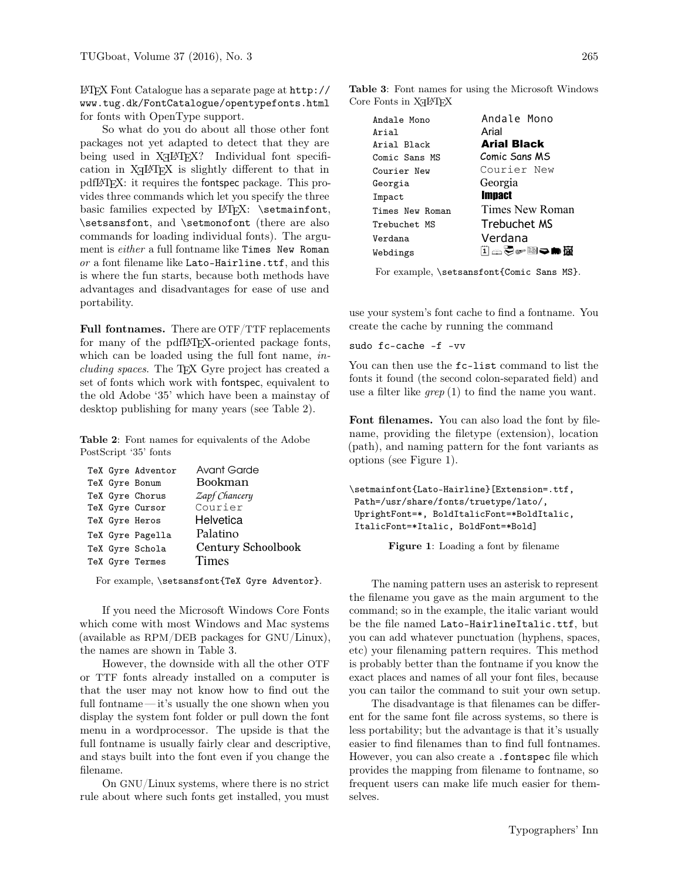LaTeX Font Catalogue has a separate page at `http://www.tug.dk/FontCatalogue/opentypefonts.html` for fonts with OpenType support.

So what do you do about all those other font packages not yet adapted to detect that they are being used in XeLaTeX? Individual font specification in XeLaTeX is slightly different to that in pdfLaTeX: it requires the fontspec package. This provides three commands which let you specify the three basic families expected by LaTeX: `\setmainfont`, `\setsansfont`, and `\setmonofont` (there are also commands for loading individual fonts). The argument is *either* a full fontname like `Times New Roman` *or* a font filename like `Lato-Hairline.ttf`, and this is where the fun starts, because both methods have advantages and disadvantages for ease of use and portability.

**Full fontnames.** There are OTF/TTF replacements for many of the pdfLaTeX-oriented package fonts, which can be loaded using the full font name, *including spaces.* The TeX Gyre project has created a set of fonts which work with fontspec, equivalent to the old Adobe '35' which have been a mainstay of desktop publishing for many years (see Table 2).

**Table 2**: Font names for equivalents of the Adobe PostScript '35' fonts

| | |
|---|---|
| `TeX Gyre Adventor` | Avant Garde |
| `TeX Gyre Bonum` | Bookman |
| `TeX Gyre Chorus` | *Zapf Chancery* |
| `TeX Gyre Cursor` | Courier |
| `TeX Gyre Heros` | Helvetica |
| `TeX Gyre Pagella` | Palatino |
| `TeX Gyre Schola` | Century Schoolbook |
| `TeX Gyre Termes` | Times |

For example, `\setsansfont{TeX Gyre Adventor}`.

If you need the Microsoft Windows Core Fonts which come with most Windows and Mac systems (available as RPM/DEB packages for GNU/Linux), the names are shown in Table 3.

However, the downside with all the other OTF or TTF fonts already installed on a computer is that the user may not know how to find out the full fontname — it's usually the one shown when you display the system font folder or pull down the font menu in a wordprocessor. The upside is that the full fontname is usually fairly clear and descriptive, and stays built into the font even if you change the filename.

On GNU/Linux systems, where there is no strict rule about where such fonts get installed, you must use your system's font cache to find a fontname. You create the cache by running the command

```
sudo fc-cache -f -vv
```

You can then use the `fc-list` command to list the fonts it found (the second colon-separated field) and use a filter like *grep* (1) to find the name you want.

**Table 3**: Font names for using the Microsoft Windows Core Fonts in XeLaTeX

| | |
|---|---|
| `Andale Mono` | Andale Mono |
| `Arial` | Arial |
| `Arial Black` | **Arial Black** |
| `Comic Sans MS` | Comic Sans MS |
| `Courier New` | Courier New |
| `Georgia` | Georgia |
| `Impact` | **Impact** |
| `Times New Roman` | Times New Roman |
| `Trebuchet MS` | Trebuchet MS |
| `Verdana` | Verdana |
| `Webdings` | (Webdings symbols) |

For example, `\setsansfont{Comic Sans MS}`.

**Font filenames.** You can also load the font by filename, providing the filetype (extension), location (path), and naming pattern for the font variants as options (see Figure 1).

```
\setmainfont{Lato-Hairline}[Extension=.ttf,
 Path=/usr/share/fonts/truetype/lato/,
 UprightFont=*, BoldItalicFont=*BoldItalic,
 ItalicFont=*Italic, BoldFont=*Bold]
```

**Figure 1**: Loading a font by filename

The naming pattern uses an asterisk to represent the filename you gave as the main argument to the command; so in the example, the italic variant would be the file named `Lato-HairlineItalic.ttf`, but you can add whatever punctuation (hyphens, spaces, etc) your filenaming pattern requires. This method is probably better than the fontname if you know the exact places and names of all your font files, because you can tailor the command to suit your own setup.

The disadvantage is that filenames can be different for the same font file across systems, so there is less portability; but the advantage is that it's usually easier to find filenames than to find full fontnames. However, you can also create a `.fontspec` file which provides the mapping from filename to fontname, so frequent users can make life much easier for themselves.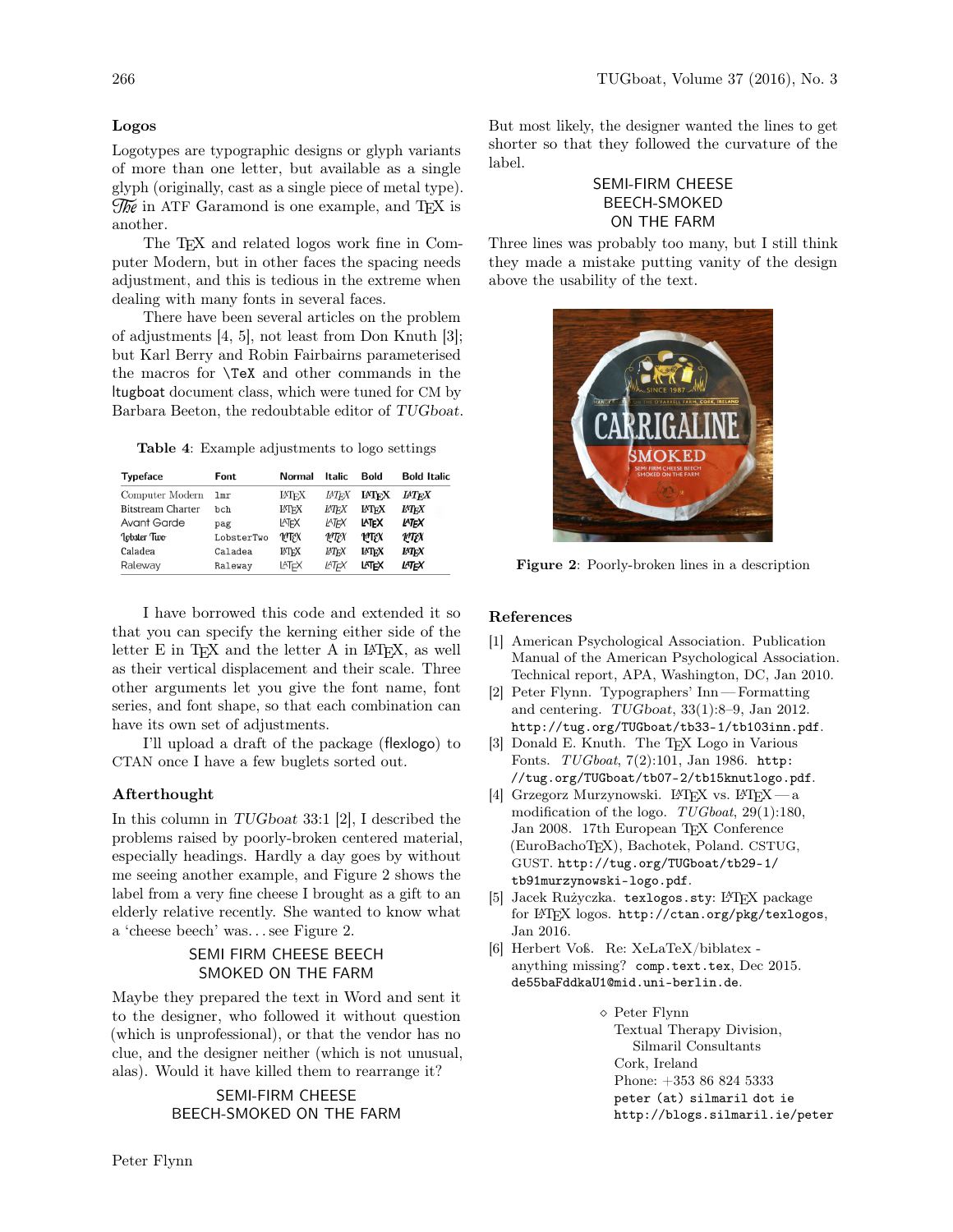## Logos

Logotypes are typographic designs or glyph variants of more than one letter, but available as a single glyph (originally, cast as a single piece of metal type). *The* in ATF Garamond is one example, and TEX is another.

The TEX and related logos work fine in Computer Modern, but in other faces the spacing needs adjustment, and this is tedious in the extreme when dealing with many fonts in several faces.

There have been several articles on the problem of adjustments [4, 5], not least from Don Knuth [3]; but Karl Berry and Robin Fairbairns parameterised the macros for `\TeX` and other commands in the ltugboat document class, which were tuned for CM by Barbara Beeton, the redoubtable editor of *TUGboat*.

**Table 4**: Example adjustments to logo settings

| Typeface | Font | Normal | Italic | Bold | Bold Italic |
|---|---|---|---|---|---|
| Computer Modern | `lmr` | LATEX | LATEX | LATEX | LATEX |
| Bitstream Charter | `bch` | LATEX | LATEX | LATEX | LATEX |
| Avant Garde | `pag` | LATEX | LATEX | LATEX | LATEX |
| Lobster Two | `LobsterTwo` | LATEX | LATEX | LATEX | LATEX |
| Caladea | `Caladea` | LATEX | LATEX | LATEX | LATEX |
| Raleway | `Raleway` | LATEX | LATEX | LATEX | LATEX |

I have borrowed this code and extended it so that you can specify the kerning either side of the letter E in TEX and the letter A in LATEX, as well as their vertical displacement and their scale. Three other arguments let you give the font name, font series, and font shape, so that each combination can have its own set of adjustments.

I'll upload a draft of the package (flexlogo) to CTAN once I have a few buglets sorted out.

## Afterthought

In this column in *TUGboat* 33:1 [2], I described the problems raised by poorly-broken centered material, especially headings. Hardly a day goes by without me seeing another example, and Figure 2 shows the label from a very fine cheese I brought as a gift to an elderly relative recently. She wanted to know what a 'cheese beech' was... see Figure 2.

SEMI FIRM CHEESE BEECH
SMOKED ON THE FARM

Maybe they prepared the text in Word and sent it to the designer, who followed it without question (which is unprofessional), or that the vendor has no clue, and the designer neither (which is not unusual, alas). Would it have killed them to rearrange it?

SEMI-FIRM CHEESE
BEECH-SMOKED ON THE FARM

But most likely, the designer wanted the lines to get shorter so that they followed the curvature of the label.

SEMI-FIRM CHEESE
BEECH-SMOKED
ON THE FARM

Three lines was probably too many, but I still think they made a mistake putting vanity of the design above the usability of the text.

**Figure 2**: Poorly-broken lines in a description

## References

[1] American Psychological Association. Publication Manual of the American Psychological Association. Technical report, APA, Washington, DC, Jan 2010.

[2] Peter Flynn. Typographers' Inn — Formatting and centering. *TUGboat*, 33(1):8–9, Jan 2012. `http://tug.org/TUGboat/tb33-1/tb103inn.pdf`.

[3] Donald E. Knuth. The TEX Logo in Various Fonts. *TUGboat*, 7(2):101, Jan 1986. `http://tug.org/TUGboat/tb07-2/tb15knutlogo.pdf`.

[4] Grzegorz Murzynowski. LATEX vs. LATEX — a modification of the logo. *TUGboat*, 29(1):180, Jan 2008. 17th European TEX Conference (EuroBachoTEX), Bachotek, Poland. CSTUG, GUST. `http://tug.org/TUGboat/tb29-1/tb91murzynowski-logo.pdf`.

[5] Jacek Rużyczka. `texlogos.sty`: LATEX package for LATEX logos. `http://ctan.org/pkg/texlogos`, Jan 2016.

[6] Herbert Voß. Re: XeLaTeX/biblatex - anything missing? `comp.text.tex`, Dec 2015. `de55baFddkaU1@mid.uni-berlin.de`.

◇ Peter Flynn
Textual Therapy Division,
Silmaril Consultants
Cork, Ireland
Phone: +353 86 824 5333
`peter (at) silmaril dot ie`
`http://blogs.silmaril.ie/peter`